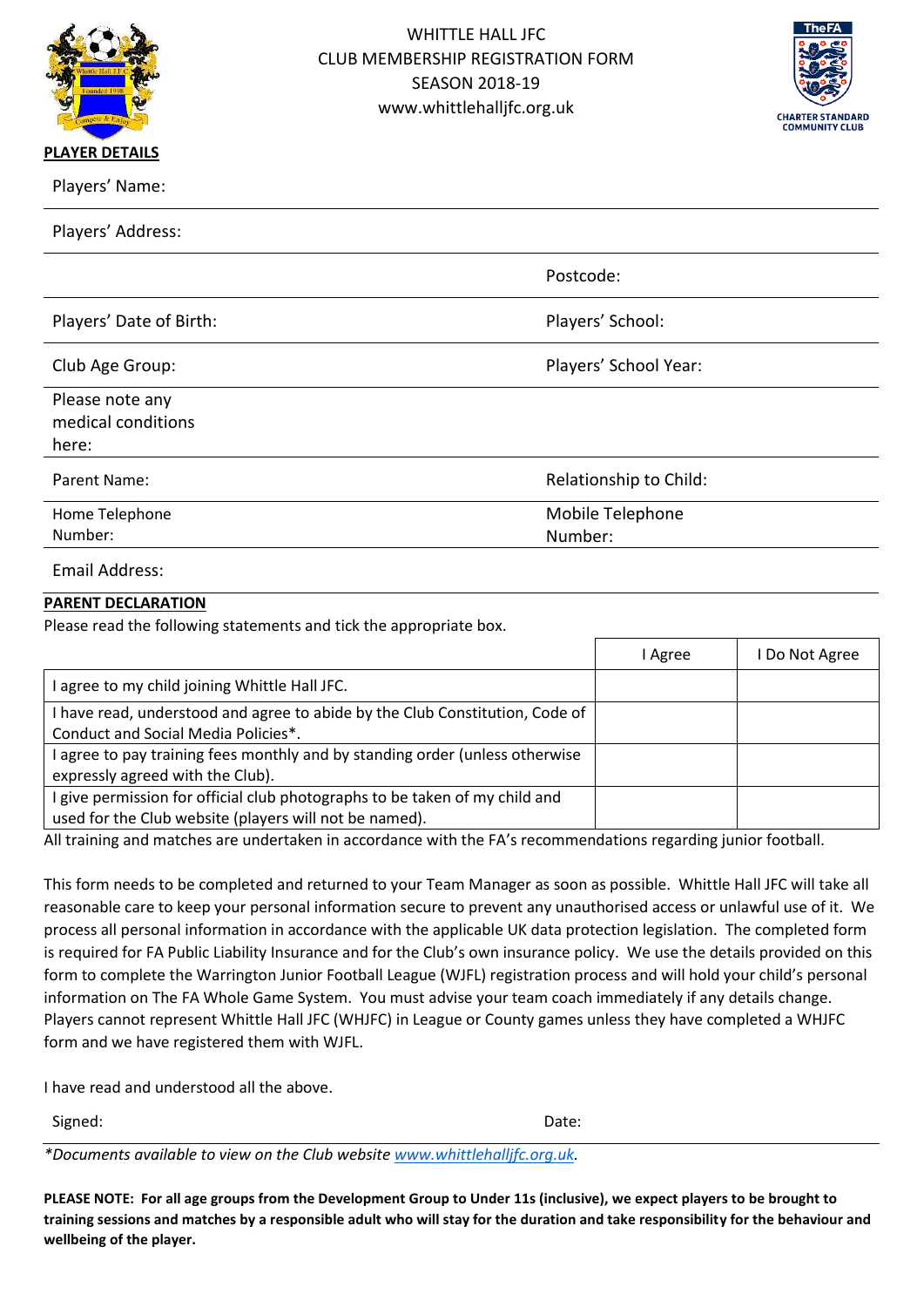WHITTLE HALL JFC
CLUB MEMBERSHIP REGISTRATION FORM
SEASON 2018-19
www.whittlehalljfc.org.uk

**PLAYER DETAILS**

Players' Name:

Players' Address:

Postcode:

Players' Date of Birth: Players' School:

Club Age Group: Players' School Year:

Please note any medical conditions here:

Parent Name: Relationship to Child:

Home Telephone Number: Mobile Telephone Number:

Email Address:

**PARENT DECLARATION**

Please read the following statements and tick the appropriate box.

| | I Agree | I Do Not Agree |
|---|---|---|
| I agree to my child joining Whittle Hall JFC. | | |
| I have read, understood and agree to abide by the Club Constitution, Code of Conduct and Social Media Policies*. | | |
| I agree to pay training fees monthly and by standing order (unless otherwise expressly agreed with the Club). | | |
| I give permission for official club photographs to be taken of my child and used for the Club website (players will not be named). | | |

All training and matches are undertaken in accordance with the FA's recommendations regarding junior football.

This form needs to be completed and returned to your Team Manager as soon as possible. Whittle Hall JFC will take all reasonable care to keep your personal information secure to prevent any unauthorised access or unlawful use of it. We process all personal information in accordance with the applicable UK data protection legislation. The completed form is required for FA Public Liability Insurance and for the Club's own insurance policy. We use the details provided on this form to complete the Warrington Junior Football League (WJFL) registration process and will hold your child's personal information on The FA Whole Game System. You must advise your team coach immediately if any details change. Players cannot represent Whittle Hall JFC (WHJFC) in League or County games unless they have completed a WHJFC form and we have registered them with WJFL.

I have read and understood all the above.

Signed: Date:

*\*Documents available to view on the Club website [www.whittlehalljfc.org.uk](www.whittlehalljfc.org.uk).*

**PLEASE NOTE: For all age groups from the Development Group to Under 11s (inclusive), we expect players to be brought to training sessions and matches by a responsible adult who will stay for the duration and take responsibility for the behaviour and wellbeing of the player.**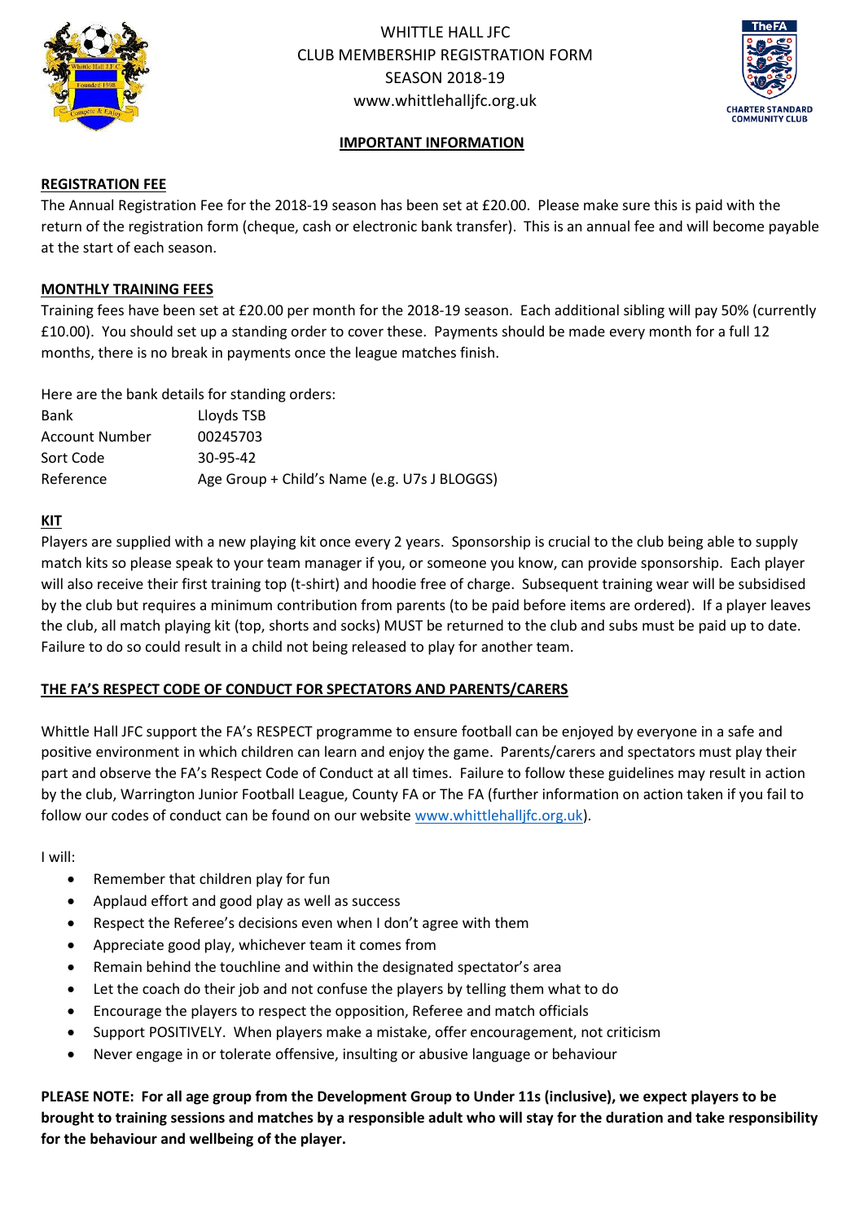WHITTLE HALL JFC
CLUB MEMBERSHIP REGISTRATION FORM
SEASON 2018-19
www.whittlehalljfc.org.uk

**IMPORTANT INFORMATION**

**REGISTRATION FEE**

The Annual Registration Fee for the 2018-19 season has been set at £20.00. Please make sure this is paid with the return of the registration form (cheque, cash or electronic bank transfer). This is an annual fee and will become payable at the start of each season.

**MONTHLY TRAINING FEES**

Training fees have been set at £20.00 per month for the 2018-19 season. Each additional sibling will pay 50% (currently £10.00). You should set up a standing order to cover these. Payments should be made every month for a full 12 months, there is no break in payments once the league matches finish.

Here are the bank details for standing orders:

| | |
|---|---|
| Bank | Lloyds TSB |
| Account Number | 00245703 |
| Sort Code | 30-95-42 |
| Reference | Age Group + Child's Name (e.g. U7s J BLOGGS) |

**KIT**

Players are supplied with a new playing kit once every 2 years. Sponsorship is crucial to the club being able to supply match kits so please speak to your team manager if you, or someone you know, can provide sponsorship. Each player will also receive their first training top (t-shirt) and hoodie free of charge. Subsequent training wear will be subsidised by the club but requires a minimum contribution from parents (to be paid before items are ordered). If a player leaves the club, all match playing kit (top, shorts and socks) MUST be returned to the club and subs must be paid up to date. Failure to do so could result in a child not being released to play for another team.

**THE FA'S RESPECT CODE OF CONDUCT FOR SPECTATORS AND PARENTS/CARERS**

Whittle Hall JFC support the FA's RESPECT programme to ensure football can be enjoyed by everyone in a safe and positive environment in which children can learn and enjoy the game. Parents/carers and spectators must play their part and observe the FA's Respect Code of Conduct at all times. Failure to follow these guidelines may result in action by the club, Warrington Junior Football League, County FA or The FA (further information on action taken if you fail to follow our codes of conduct can be found on our website www.whittlehalljfc.org.uk).

I will:

- Remember that children play for fun
- Applaud effort and good play as well as success
- Respect the Referee's decisions even when I don't agree with them
- Appreciate good play, whichever team it comes from
- Remain behind the touchline and within the designated spectator's area
- Let the coach do their job and not confuse the players by telling them what to do
- Encourage the players to respect the opposition, Referee and match officials
- Support POSITIVELY. When players make a mistake, offer encouragement, not criticism
- Never engage in or tolerate offensive, insulting or abusive language or behaviour

**PLEASE NOTE: For all age group from the Development Group to Under 11s (inclusive), we expect players to be brought to training sessions and matches by a responsible adult who will stay for the duration and take responsibility for the behaviour and wellbeing of the player.**